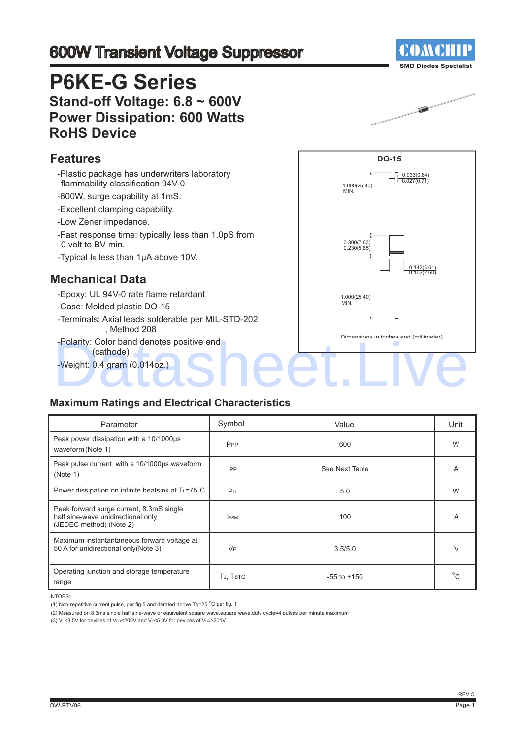# 600W Transient Voltage Suppressor

COMCHIP
SMD Diodes Specialist

# P6KE-G Series

## Stand-off Voltage: 6.8 ~ 600V
## Power Dissipation: 600 Watts
## RoHS Device

## Features

- -Plastic package has underwriters laboratory flammability classification 94V-0
- -600W, surge capability at 1mS.
- -Excellent clamping capability.
- -Low Zener impedance.
- -Fast response time: typically less than 1.0pS from 0 volt to BV min.
- -Typical $I_R$ less than 1μA above 10V.

## Mechanical Data

- -Epoxy: UL 94V-0 rate flame retardant
- -Case: Molded plastic DO-15
- -Terminals: Axial leads solderable per MIL-STD-202, Method 208
- -Polarity: Color band denotes positive end (cathode)
- -Weight: 0.4 gram (0.014oz.)

**DO-15**

1.000(25.40) MIN.
0.033(0.84)
0.027(0.71)
0.300(7.63)
0.230(5.85)
0.142(3.61)
0.102(2.60)
1.000(25.40) MIN.

Dimensions in inches and (millimeter)

## Maximum Ratings and Electrical Characteristics

| Parameter | Symbol | Value | Unit |
|---|---|---|---|
| Peak power dissipation with a 10/1000μs waveform (Note 1) | $P_{PP}$ | 600 | W |
| Peak pulse current with a 10/1000μs waveform (Note 1) | $I_{PP}$ | See Next Table | A |
| Power dissipation on infinite heatsink at $T_L$=75°C | $P_D$ | 5.0 | W |
| Peak forward surge current, 8.3mS single half sine-wave unidirectional only (JEDEC method) (Note 2) | $I_{FSM}$ | 100 | A |
| Maximum instantantaneous forward voltage at 50 A for unidirectional only(Note 3) | $V_F$ | 3.5/5.0 | V |
| Operating junction and storage temperature range | $T_J$, $T_{STG}$ | -55 to +150 | °C |

NTOES:

(1) Non-repetitive current pulse, per fig.5 and derated above $T_A$=25 °C per fig. 1

(2) Measured on 8.3ms single half sine-wave or equivalent square wave,equare wave,duty cycle=4 pulses per minute maximum

(3) $V_F$<3.5V for devices of $V_{BR}$<200V and $V_F$<5.0V for devices of $V_{BR}$>201V

QW-BTV06
REV:C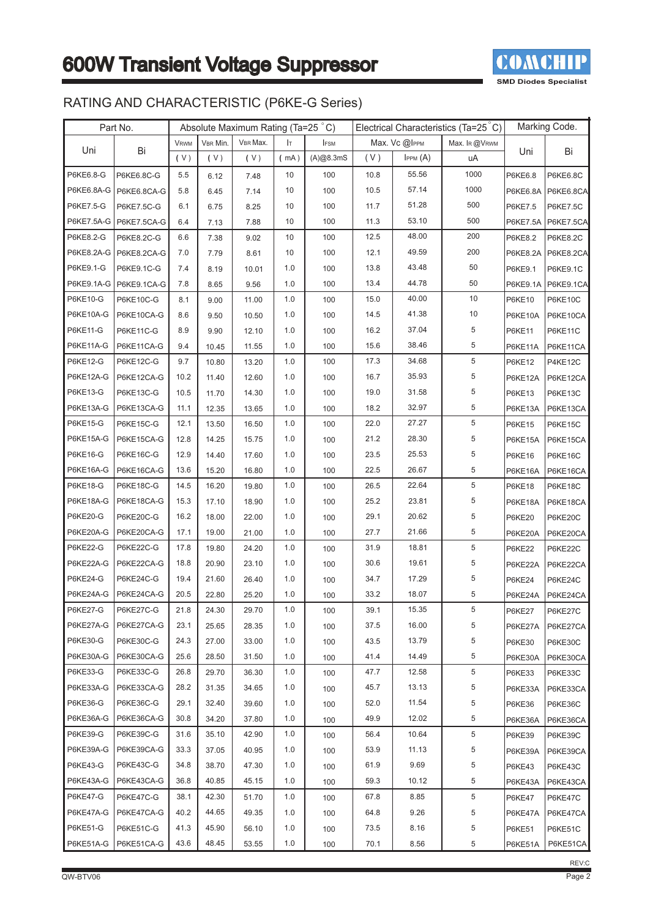# 600W Transient Voltage Suppressor

COMCHIP
SMD Diodes Specialist

## RATING AND CHARACTERISTIC (P6KE-G Series)

| Part No. | | Absolute Maximum Rating (Ta=25 °C) | | | | | Electrical Characteristics (Ta=25 °C) | | | Marking Code. | |
|---|---|---|---|---|---|---|---|---|---|---|---|
| Uni | Bi | $V_{RWM}$ | $V_{BR}$ Min. | $V_{BR}$ Max. | $I_T$ | $I_{FSM}$ | Max. Vc @$I_{PPM}$ | | Max. $I_R$ @$V_{RWM}$ | Uni | Bi |
| | | ( V ) | ( V ) | ( V ) | ( mA ) | (A)@8.3mS | ( V ) | $I_{PPM}$ (A) | uA | | |
| P6KE6.8-G | P6KE6.8C-G | 5.5 | 6.12 | 7.48 | 10 | 100 | 10.8 | 55.56 | 1000 | P6KE6.8 | P6KE6.8C |
| P6KE6.8A-G | P6KE6.8CA-G | 5.8 | 6.45 | 7.14 | 10 | 100 | 10.5 | 57.14 | 1000 | P6KE6.8A | P6KE6.8CA |
| P6KE7.5-G | P6KE7.5C-G | 6.1 | 6.75 | 8.25 | 10 | 100 | 11.7 | 51.28 | 500 | P6KE7.5 | P6KE7.5C |
| P6KE7.5A-G | P6KE7.5CA-G | 6.4 | 7.13 | 7.88 | 10 | 100 | 11.3 | 53.10 | 500 | P6KE7.5A | P6KE7.5CA |
| P6KE8.2-G | P6KE8.2C-G | 6.6 | 7.38 | 9.02 | 10 | 100 | 12.5 | 48.00 | 200 | P6KE8.2 | P6KE8.2C |
| P6KE8.2A-G | P6KE8.2CA-G | 7.0 | 7.79 | 8.61 | 10 | 100 | 12.1 | 49.59 | 200 | P6KE8.2A | P6KE8.2CA |
| P6KE9.1-G | P6KE9.1C-G | 7.4 | 8.19 | 10.01 | 1.0 | 100 | 13.8 | 43.48 | 50 | P6KE9.1 | P6KE9.1C |
| P6KE9.1A-G | P6KE9.1CA-G | 7.8 | 8.65 | 9.56 | 1.0 | 100 | 13.4 | 44.78 | 50 | P6KE9.1A | P6KE9.1CA |
| P6KE10-G | P6KE10C-G | 8.1 | 9.00 | 11.00 | 1.0 | 100 | 15.0 | 40.00 | 10 | P6KE10 | P6KE10C |
| P6KE10A-G | P6KE10CA-G | 8.6 | 9.50 | 10.50 | 1.0 | 100 | 14.5 | 41.38 | 10 | P6KE10A | P6KE10CA |
| P6KE11-G | P6KE11C-G | 8.9 | 9.90 | 12.10 | 1.0 | 100 | 16.2 | 37.04 | 5 | P6KE11 | P6KE11C |
| P6KE11A-G | P6KE11CA-G | 9.4 | 10.45 | 11.55 | 1.0 | 100 | 15.6 | 38.46 | 5 | P6KE11A | P6KE11CA |
| P6KE12-G | P6KE12C-G | 9.7 | 10.80 | 13.20 | 1.0 | 100 | 17.3 | 34.68 | 5 | P6KE12 | P4KE12C |
| P6KE12A-G | P6KE12CA-G | 10.2 | 11.40 | 12.60 | 1.0 | 100 | 16.7 | 35.93 | 5 | P6KE12A | P6KE12CA |
| P6KE13-G | P6KE13C-G | 10.5 | 11.70 | 14.30 | 1.0 | 100 | 19.0 | 31.58 | 5 | P6KE13 | P6KE13C |
| P6KE13A-G | P6KE13CA-G | 11.1 | 12.35 | 13.65 | 1.0 | 100 | 18.2 | 32.97 | 5 | P6KE13A | P6KE13CA |
| P6KE15-G | P6KE15C-G | 12.1 | 13.50 | 16.50 | 1.0 | 100 | 22.0 | 27.27 | 5 | P6KE15 | P6KE15C |
| P6KE15A-G | P6KE15CA-G | 12.8 | 14.25 | 15.75 | 1.0 | 100 | 21.2 | 28.30 | 5 | P6KE15A | P6KE15CA |
| P6KE16-G | P6KE16C-G | 12.9 | 14.40 | 17.60 | 1.0 | 100 | 23.5 | 25.53 | 5 | P6KE16 | P6KE16C |
| P6KE16A-G | P6KE16CA-G | 13.6 | 15.20 | 16.80 | 1.0 | 100 | 22.5 | 26.67 | 5 | P6KE16A | P6KE16CA |
| P6KE18-G | P6KE18C-G | 14.5 | 16.20 | 19.80 | 1.0 | 100 | 26.5 | 22.64 | 5 | P6KE18 | P6KE18C |
| P6KE18A-G | P6KE18CA-G | 15.3 | 17.10 | 18.90 | 1.0 | 100 | 25.2 | 23.81 | 5 | P6KE18A | P6KE18CA |
| P6KE20-G | P6KE20C-G | 16.2 | 18.00 | 22.00 | 1.0 | 100 | 29.1 | 20.62 | 5 | P6KE20 | P6KE20C |
| P6KE20A-G | P6KE20CA-G | 17.1 | 19.00 | 21.00 | 1.0 | 100 | 27.7 | 21.66 | 5 | P6KE20A | P6KE20CA |
| P6KE22-G | P6KE22C-G | 17.8 | 19.80 | 24.20 | 1.0 | 100 | 31.9 | 18.81 | 5 | P6KE22 | P6KE22C |
| P6KE22A-G | P6KE22CA-G | 18.8 | 20.90 | 23.10 | 1.0 | 100 | 30.6 | 19.61 | 5 | P6KE22A | P6KE22CA |
| P6KE24-G | P6KE24C-G | 19.4 | 21.60 | 26.40 | 1.0 | 100 | 34.7 | 17.29 | 5 | P6KE24 | P6KE24C |
| P6KE24A-G | P6KE24CA-G | 20.5 | 22.80 | 25.20 | 1.0 | 100 | 33.2 | 18.07 | 5 | P6KE24A | P6KE24CA |
| P6KE27-G | P6KE27C-G | 21.8 | 24.30 | 29.70 | 1.0 | 100 | 39.1 | 15.35 | 5 | P6KE27 | P6KE27C |
| P6KE27A-G | P6KE27CA-G | 23.1 | 25.65 | 28.35 | 1.0 | 100 | 37.5 | 16.00 | 5 | P6KE27A | P6KE27CA |
| P6KE30-G | P6KE30C-G | 24.3 | 27.00 | 33.00 | 1.0 | 100 | 43.5 | 13.79 | 5 | P6KE30 | P6KE30C |
| P6KE30A-G | P6KE30CA-G | 25.6 | 28.50 | 31.50 | 1.0 | 100 | 41.4 | 14.49 | 5 | P6KE30A | P6KE30CA |
| P6KE33-G | P6KE33C-G | 26.8 | 29.70 | 36.30 | 1.0 | 100 | 47.7 | 12.58 | 5 | P6KE33 | P6KE33C |
| P6KE33A-G | P6KE33CA-G | 28.2 | 31.35 | 34.65 | 1.0 | 100 | 45.7 | 13.13 | 5 | P6KE33A | P6KE33CA |
| P6KE36-G | P6KE36C-G | 29.1 | 32.40 | 39.60 | 1.0 | 100 | 52.0 | 11.54 | 5 | P6KE36 | P6KE36C |
| P6KE36A-G | P6KE36CA-G | 30.8 | 34.20 | 37.80 | 1.0 | 100 | 49.9 | 12.02 | 5 | P6KE36A | P6KE36CA |
| P6KE39-G | P6KE39C-G | 31.6 | 35.10 | 42.90 | 1.0 | 100 | 56.4 | 10.64 | 5 | P6KE39 | P6KE39C |
| P6KE39A-G | P6KE39CA-G | 33.3 | 37.05 | 40.95 | 1.0 | 100 | 53.9 | 11.13 | 5 | P6KE39A | P6KE39CA |
| P6KE43-G | P6KE43C-G | 34.8 | 38.70 | 47.30 | 1.0 | 100 | 61.9 | 9.69 | 5 | P6KE43 | P6KE43C |
| P6KE43A-G | P6KE43CA-G | 36.8 | 40.85 | 45.15 | 1.0 | 100 | 59.3 | 10.12 | 5 | P6KE43A | P6KE43CA |
| P6KE47-G | P6KE47C-G | 38.1 | 42.30 | 51.70 | 1.0 | 100 | 67.8 | 8.85 | 5 | P6KE47 | P6KE47C |
| P6KE47A-G | P6KE47CA-G | 40.2 | 44.65 | 49.35 | 1.0 | 100 | 64.8 | 9.26 | 5 | P6KE47A | P6KE47CA |
| P6KE51-G | P6KE51C-G | 41.3 | 45.90 | 56.10 | 1.0 | 100 | 73.5 | 8.16 | 5 | P6KE51 | P6KE51C |
| P6KE51A-G | P6KE51CA-G | 43.6 | 48.45 | 53.55 | 1.0 | 100 | 70.1 | 8.56 | 5 | P6KE51A | P6KE51CA |

REV:C

QW-BTV06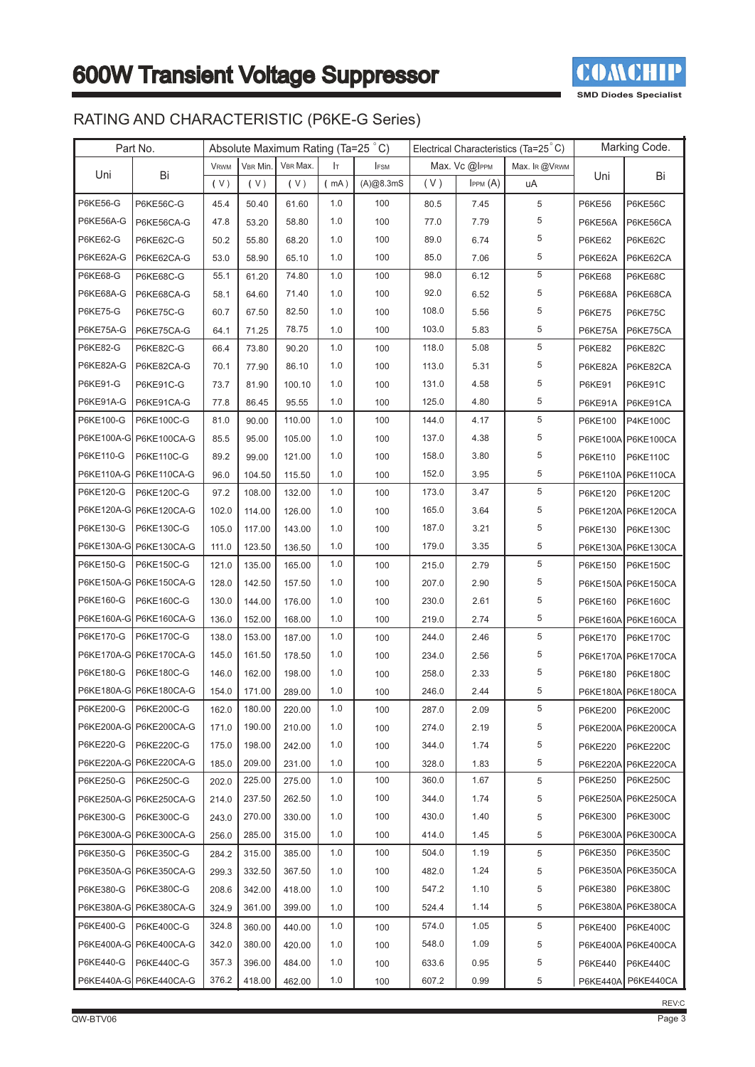# 600W Transient Voltage Suppressor

## RATING AND CHARACTERISTIC (P6KE-G Series)

| Part No. | | Absolute Maximum Rating (Ta=25 °C) | | | | | Electrical Characteristics (Ta=25 °C) | | | Marking Code. | |
|---|---|---|---|---|---|---|---|---|---|---|---|
| Uni | Bi | VRWM | VBR Min. | VBR Max. | IT | IFSM | Max. Vc @IPPM | | Max. IR @VRWM | Uni | Bi |
| | | ( V ) | ( V ) | ( V ) | ( mA ) | (A)@8.3mS | ( V ) | IPPM (A) | uA | | |
| P6KE56-G | P6KE56C-G | 45.4 | 50.40 | 61.60 | 1.0 | 100 | 80.5 | 7.45 | 5 | P6KE56 | P6KE56C |
| P6KE56A-G | P6KE56CA-G | 47.8 | 53.20 | 58.80 | 1.0 | 100 | 77.0 | 7.79 | 5 | P6KE56A | P6KE56CA |
| P6KE62-G | P6KE62C-G | 50.2 | 55.80 | 68.20 | 1.0 | 100 | 89.0 | 6.74 | 5 | P6KE62 | P6KE62C |
| P6KE62A-G | P6KE62CA-G | 53.0 | 58.90 | 65.10 | 1.0 | 100 | 85.0 | 7.06 | 5 | P6KE62A | P6KE62CA |
| P6KE68-G | P6KE68C-G | 55.1 | 61.20 | 74.80 | 1.0 | 100 | 98.0 | 6.12 | 5 | P6KE68 | P6KE68C |
| P6KE68A-G | P6KE68CA-G | 58.1 | 64.60 | 71.40 | 1.0 | 100 | 92.0 | 6.52 | 5 | P6KE68A | P6KE68CA |
| P6KE75-G | P6KE75C-G | 60.7 | 67.50 | 82.50 | 1.0 | 100 | 108.0 | 5.56 | 5 | P6KE75 | P6KE75C |
| P6KE75A-G | P6KE75CA-G | 64.1 | 71.25 | 78.75 | 1.0 | 100 | 103.0 | 5.83 | 5 | P6KE75A | P6KE75CA |
| P6KE82-G | P6KE82C-G | 66.4 | 73.80 | 90.20 | 1.0 | 100 | 118.0 | 5.08 | 5 | P6KE82 | P6KE82C |
| P6KE82A-G | P6KE82CA-G | 70.1 | 77.90 | 86.10 | 1.0 | 100 | 113.0 | 5.31 | 5 | P6KE82A | P6KE82CA |
| P6KE91-G | P6KE91C-G | 73.7 | 81.90 | 100.10 | 1.0 | 100 | 131.0 | 4.58 | 5 | P6KE91 | P6KE91C |
| P6KE91A-G | P6KE91CA-G | 77.8 | 86.45 | 95.55 | 1.0 | 100 | 125.0 | 4.80 | 5 | P6KE91A | P6KE91CA |
| P6KE100-G | P6KE100C-G | 81.0 | 90.00 | 110.00 | 1.0 | 100 | 144.0 | 4.17 | 5 | P6KE100 | P4KE100C |
| P6KE100A-G | P6KE100CA-G | 85.5 | 95.00 | 105.00 | 1.0 | 100 | 137.0 | 4.38 | 5 | P6KE100A | P6KE100CA |
| P6KE110-G | P6KE110C-G | 89.2 | 99.00 | 121.00 | 1.0 | 100 | 158.0 | 3.80 | 5 | P6KE110 | P6KE110C |
| P6KE110A-G | P6KE110CA-G | 96.0 | 104.50 | 115.50 | 1.0 | 100 | 152.0 | 3.95 | 5 | P6KE110A | P6KE110CA |
| P6KE120-G | P6KE120C-G | 97.2 | 108.00 | 132.00 | 1.0 | 100 | 173.0 | 3.47 | 5 | P6KE120 | P6KE120C |
| P6KE120A-G | P6KE120CA-G | 102.0 | 114.00 | 126.00 | 1.0 | 100 | 165.0 | 3.64 | 5 | P6KE120A | P6KE120CA |
| P6KE130-G | P6KE130C-G | 105.0 | 117.00 | 143.00 | 1.0 | 100 | 187.0 | 3.21 | 5 | P6KE130 | P6KE130C |
| P6KE130A-G | P6KE130CA-G | 111.0 | 123.50 | 136.50 | 1.0 | 100 | 179.0 | 3.35 | 5 | P6KE130A | P6KE130CA |
| P6KE150-G | P6KE150C-G | 121.0 | 135.00 | 165.00 | 1.0 | 100 | 215.0 | 2.79 | 5 | P6KE150 | P6KE150C |
| P6KE150A-G | P6KE150CA-G | 128.0 | 142.50 | 157.50 | 1.0 | 100 | 207.0 | 2.90 | 5 | P6KE150A | P6KE150CA |
| P6KE160-G | P6KE160C-G | 130.0 | 144.00 | 176.00 | 1.0 | 100 | 230.0 | 2.61 | 5 | P6KE160 | P6KE160C |
| P6KE160A-G | P6KE160CA-G | 136.0 | 152.00 | 168.00 | 1.0 | 100 | 219.0 | 2.74 | 5 | P6KE160A | P6KE160CA |
| P6KE170-G | P6KE170C-G | 138.0 | 153.00 | 187.00 | 1.0 | 100 | 244.0 | 2.46 | 5 | P6KE170 | P6KE170C |
| P6KE170A-G | P6KE170CA-G | 145.0 | 161.50 | 178.50 | 1.0 | 100 | 234.0 | 2.56 | 5 | P6KE170A | P6KE170CA |
| P6KE180-G | P6KE180C-G | 146.0 | 162.00 | 198.00 | 1.0 | 100 | 258.0 | 2.33 | 5 | P6KE180 | P6KE180C |
| P6KE180A-G | P6KE180CA-G | 154.0 | 171.00 | 289.00 | 1.0 | 100 | 246.0 | 2.44 | 5 | P6KE180A | P6KE180CA |
| P6KE200-G | P6KE200C-G | 162.0 | 180.00 | 220.00 | 1.0 | 100 | 287.0 | 2.09 | 5 | P6KE200 | P6KE200C |
| P6KE200A-G | P6KE200CA-G | 171.0 | 190.00 | 210.00 | 1.0 | 100 | 274.0 | 2.19 | 5 | P6KE200A | P6KE200CA |
| P6KE220-G | P6KE220C-G | 175.0 | 198.00 | 242.00 | 1.0 | 100 | 344.0 | 1.74 | 5 | P6KE220 | P6KE220C |
| P6KE220A-G | P6KE220CA-G | 185.0 | 209.00 | 231.00 | 1.0 | 100 | 328.0 | 1.83 | 5 | P6KE220A | P6KE220CA |
| P6KE250-G | P6KE250C-G | 202.0 | 225.00 | 275.00 | 1.0 | 100 | 360.0 | 1.67 | 5 | P6KE250 | P6KE250C |
| P6KE250A-G | P6KE250CA-G | 214.0 | 237.50 | 262.50 | 1.0 | 100 | 344.0 | 1.74 | 5 | P6KE250A | P6KE250CA |
| P6KE300-G | P6KE300C-G | 243.0 | 270.00 | 330.00 | 1.0 | 100 | 430.0 | 1.40 | 5 | P6KE300 | P6KE300C |
| P6KE300A-G | P6KE300CA-G | 256.0 | 285.00 | 315.00 | 1.0 | 100 | 414.0 | 1.45 | 5 | P6KE300A | P6KE300CA |
| P6KE350-G | P6KE350C-G | 284.2 | 315.00 | 385.00 | 1.0 | 100 | 504.0 | 1.19 | 5 | P6KE350 | P6KE350C |
| P6KE350A-G | P6KE350CA-G | 299.3 | 332.50 | 367.50 | 1.0 | 100 | 482.0 | 1.24 | 5 | P6KE350A | P6KE350CA |
| P6KE380-G | P6KE380C-G | 208.6 | 342.00 | 418.00 | 1.0 | 100 | 547.2 | 1.10 | 5 | P6KE380 | P6KE380C |
| P6KE380A-G | P6KE380CA-G | 324.9 | 361.00 | 399.00 | 1.0 | 100 | 524.4 | 1.14 | 5 | P6KE380A | P6KE380CA |
| P6KE400-G | P6KE400C-G | 324.8 | 360.00 | 440.00 | 1.0 | 100 | 574.0 | 1.05 | 5 | P6KE400 | P6KE400C |
| P6KE400A-G | P6KE400CA-G | 342.0 | 380.00 | 420.00 | 1.0 | 100 | 548.0 | 1.09 | 5 | P6KE400A | P6KE400CA |
| P6KE440-G | P6KE440C-G | 357.3 | 396.00 | 484.00 | 1.0 | 100 | 633.6 | 0.95 | 5 | P6KE440 | P6KE440C |
| P6KE440A-G | P6KE440CA-G | 376.2 | 418.00 | 462.00 | 1.0 | 100 | 607.2 | 0.99 | 5 | P6KE440A | P6KE440CA |

REV:C

QW-BTV06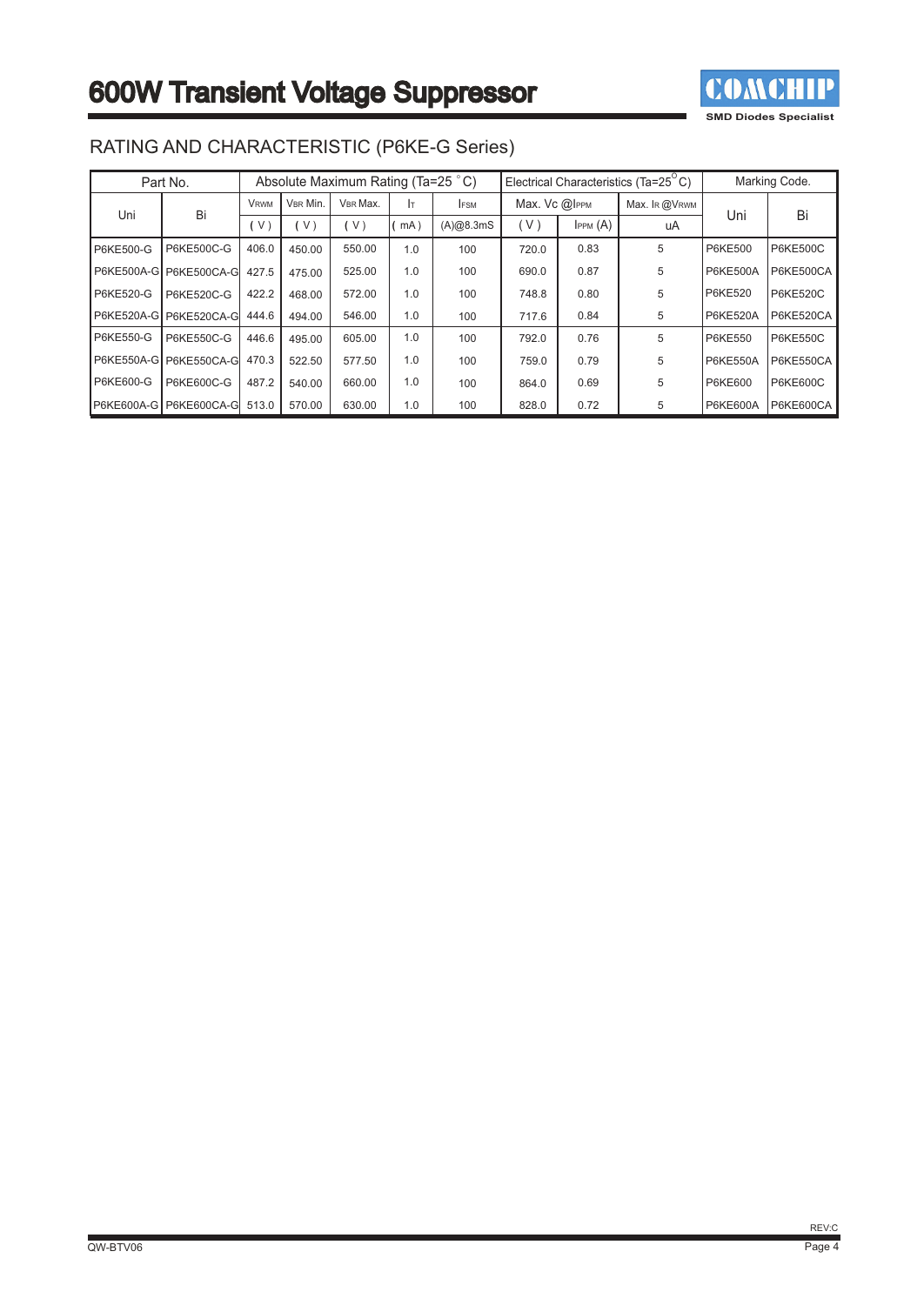# 600W Transient Voltage Suppressor

## RATING AND CHARACTERISTIC (P6KE-G Series)

| Part No. | | Absolute Maximum Rating (Ta=25 °C) | | | | | Electrical Characteristics (Ta=25 °C) | | | Marking Code. | |
|---|---|---|---|---|---|---|---|---|---|---|---|
| Uni | Bi | $V_{RWM}$ | $V_{BR}$ Min. | $V_{BR}$ Max. | $I_T$ | $I_{FSM}$ | Max. Vc @$I_{PPM}$ | | Max. $I_R$ @$V_{RWM}$ | Uni | Bi |
| | | ( V ) | ( V ) | ( V ) | ( mA ) | (A)@8.3mS | ( V ) | $I_{PPM}$ (A) | uA | | |
| P6KE500-G | P6KE500C-G | 406.0 | 450.00 | 550.00 | 1.0 | 100 | 720.0 | 0.83 | 5 | P6KE500 | P6KE500C |
| P6KE500A-G | P6KE500CA-G | 427.5 | 475.00 | 525.00 | 1.0 | 100 | 690.0 | 0.87 | 5 | P6KE500A | P6KE500CA |
| P6KE520-G | P6KE520C-G | 422.2 | 468.00 | 572.00 | 1.0 | 100 | 748.8 | 0.80 | 5 | P6KE520 | P6KE520C |
| P6KE520A-G | P6KE520CA-G | 444.6 | 494.00 | 546.00 | 1.0 | 100 | 717.6 | 0.84 | 5 | P6KE520A | P6KE520CA |
| P6KE550-G | P6KE550C-G | 446.6 | 495.00 | 605.00 | 1.0 | 100 | 792.0 | 0.76 | 5 | P6KE550 | P6KE550C |
| P6KE550A-G | P6KE550CA-G | 470.3 | 522.50 | 577.50 | 1.0 | 100 | 759.0 | 0.79 | 5 | P6KE550A | P6KE550CA |
| P6KE600-G | P6KE600C-G | 487.2 | 540.00 | 660.00 | 1.0 | 100 | 864.0 | 0.69 | 5 | P6KE600 | P6KE600C |
| P6KE600A-G | P6KE600CA-G | 513.0 | 570.00 | 630.00 | 1.0 | 100 | 828.0 | 0.72 | 5 | P6KE600A | P6KE600CA |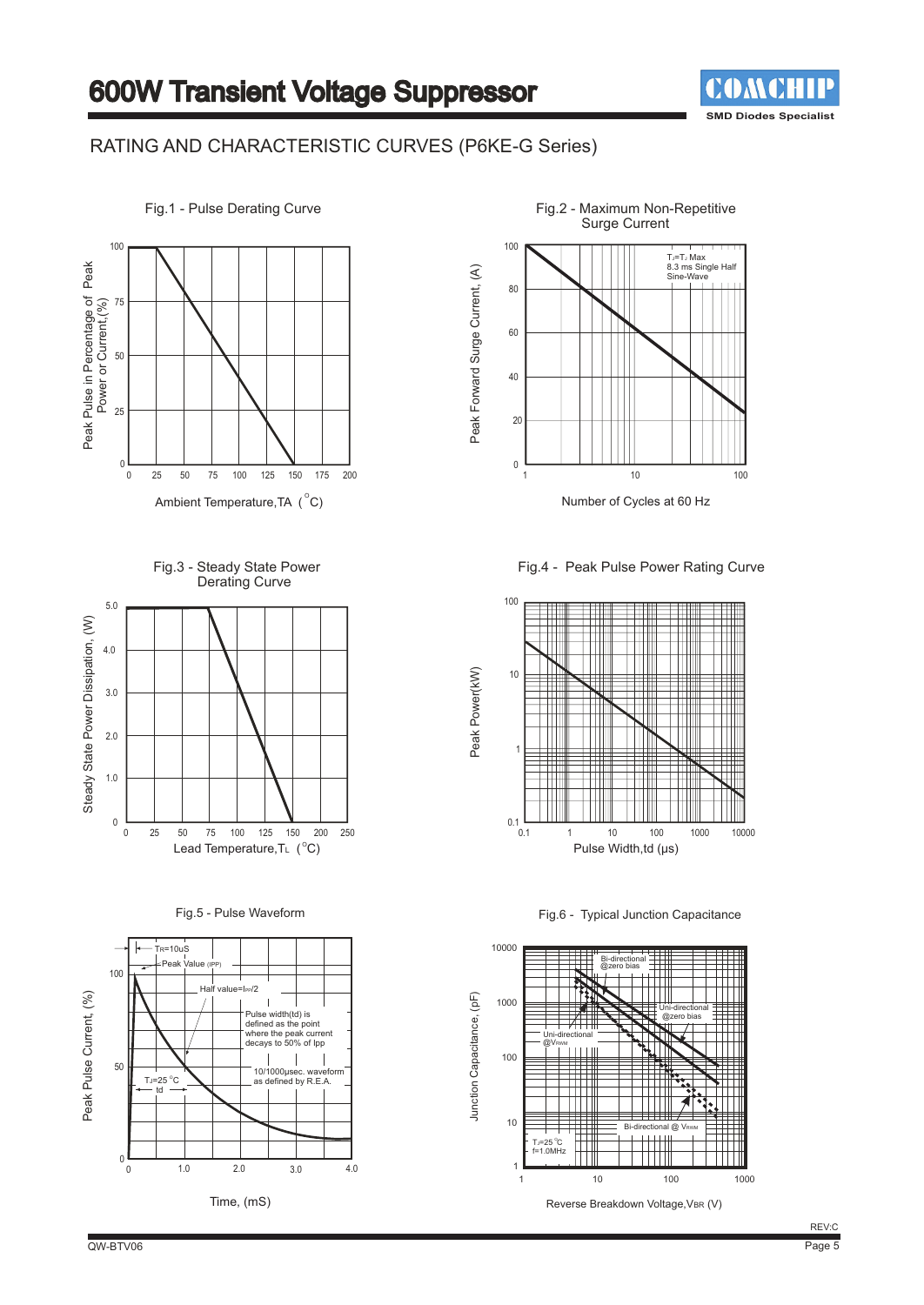# 600W Transient Voltage Suppressor

## RATING AND CHARACTERISTIC CURVES (P6KE-G Series)

**Fig.1 - Pulse Derating Curve**

Peak Pulse in Percentage of Peak Power or Current,(%)

Ambient Temperature,TA (°C)

**Fig.2 - Maximum Non-Repetitive Surge Current**

$T_J$=$T_J$ Max
8.3 ms Single Half Sine-Wave

Peak Forward Surge Current, (A)

Number of Cycles at 60 Hz

**Fig.3 - Steady State Power Derating Curve**

Steady State Power Dissipation, (W)

Lead Temperature,$T_L$ (°C)

**Fig.4 - Peak Pulse Power Rating Curve**

Peak Power(kW)

Pulse Width,td (μs)

**Fig.5 - Pulse Waveform**

TR=10uS
Peak Value (IPP)
Half value=IPP/2
Pulse width(td) is defined as the point where the peak current decays to 50% of Ipp
10/1000μsec. waveform as defined by R.E.A.
$T_J$=25 °C
td

Peak Pulse Current, (%)

Time, (mS)

**Fig.6 - Typical Junction Capacitance**

Bi-directional @zero bias
Uni-directional @zero bias
Uni-directional @VRWM
Bi-directional @ VRWM
$T_J$=25 °C
f=1.0MHz

Junction Capacitance, (pF)

Reverse Breakdown Voltage,VBR (V)

QW-BTV06

REV:C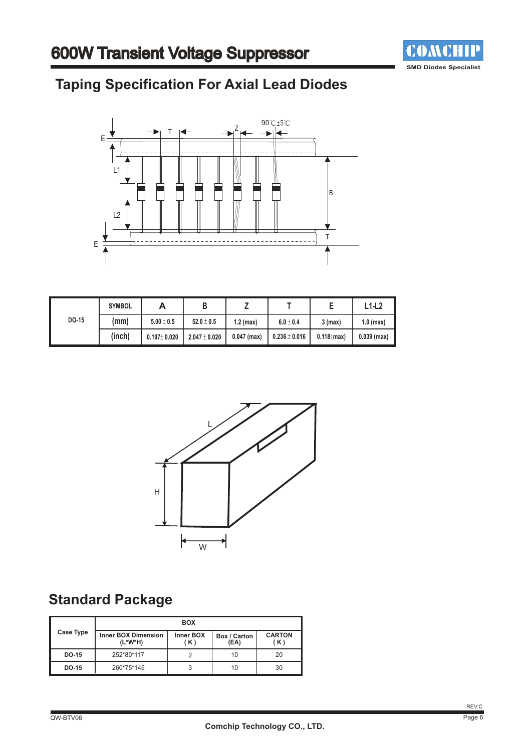## Taping Specification For Axial Lead Diodes

T

Z

90℃±5℃

E

L1

L2

B

T

E

| DO-15 | SYMBOL | A | B | Z | T | E | L1-L2 |
|---|---|---|---|---|---|---|---|
| | (mm) | 5.00 ± 0.5 | 52.0 ± 0.5 | 1.2 (max) | 6.0 ± 0.4 | 3 (max) | 1.0 (max) |
| | (inch) | 0.197± 0.020 | 2.047 ± 0.020 | 0.047 (max) | 0.236 ± 0.016 | 0.118(max) | 0.039 (max) |

L

H

W

## Standard Package

| Case Type | BOX | | | |
|---|---|---|---|---|
| | Inner BOX Dimension (L*W*H) | Inner BOX ( K ) | Box / Carton (EA) | CARTON ( K ) |
| DO-15 | 252*80*117 | 2 | 10 | 20 |
| DO-15 | 260*75*145 | 3 | 10 | 30 |